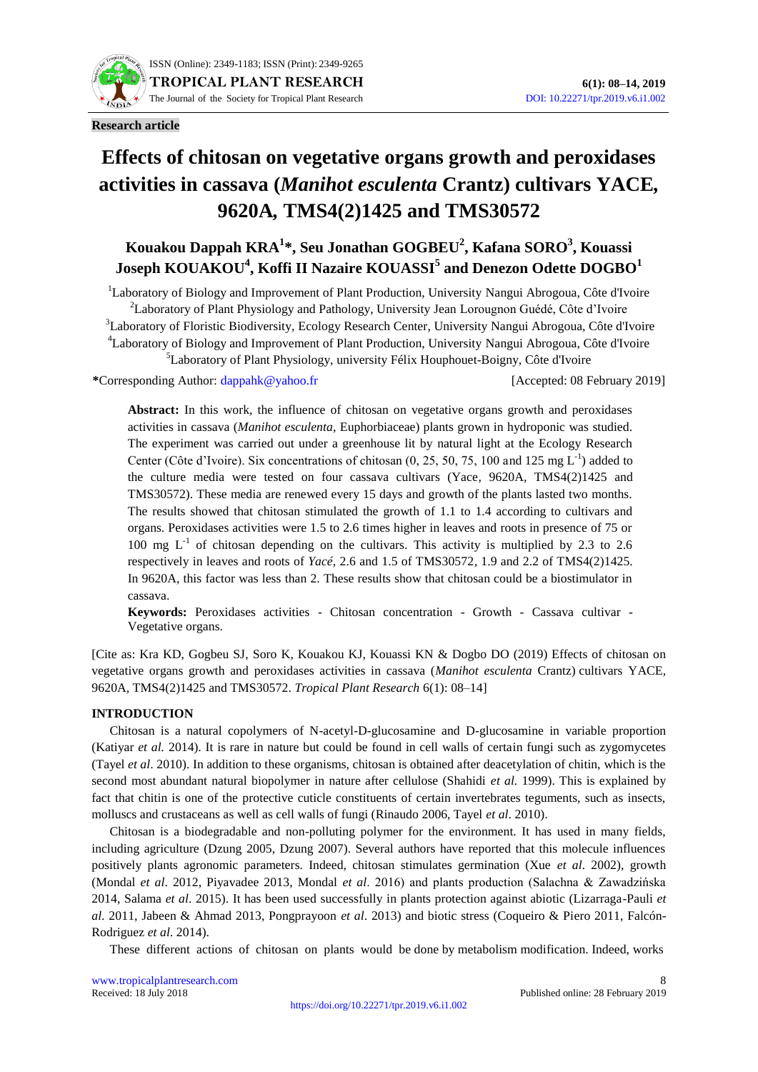**Research article**

# Effects of chitosan on vegetative organs growth and peroxidases activities in cassava (*Manihot esculenta* Crantz) cultivars YACE, 9620A, TMS4(2)1425 and TMS30572

**Kouakou Dappah KRA[1]\*, Seu Jonathan GOGBEU[2], Kafana SORO[3], Kouassi Joseph KOUAKOU[4], Koffi II Nazaire KOUASSI[5] and Denezon Odette DOGBO[1]**

[1]Laboratory of Biology and Improvement of Plant Production, University Nangui Abrogoua, Côte d'Ivoire
[2]Laboratory of Plant Physiology and Pathology, University Jean Lorougnon Guédé, Côte d'Ivoire
[3]Laboratory of Floristic Biodiversity, Ecology Research Center, University Nangui Abrogoua, Côte d'Ivoire
[4]Laboratory of Biology and Improvement of Plant Production, University Nangui Abrogoua, Côte d'Ivoire
[5]Laboratory of Plant Physiology, university Félix Houphouet-Boigny, Côte d'Ivoire

*Corresponding Author: dappahk@yahoo.fr [Accepted: 08 February 2019]

**Abstract:** In this work, the influence of chitosan on vegetative organs growth and peroxidases activities in cassava (*Manihot esculenta*, Euphorbiaceae) plants grown in hydroponic was studied. The experiment was carried out under a greenhouse lit by natural light at the Ecology Research Center (Côte d'Ivoire). Six concentrations of chitosan (0, 25, 50, 75, 100 and 125 mg $L^{-1}$) added to the culture media were tested on four cassava cultivars (Yace, 9620A, TMS4(2)1425 and TMS30572). These media are renewed every 15 days and growth of the plants lasted two months. The results showed that chitosan stimulated the growth of 1.1 to 1.4 according to cultivars and organs. Peroxidases activities were 1.5 to 2.6 times higher in leaves and roots in presence of 75 or 100 mg $L^{-1}$ of chitosan depending on the cultivars. This activity is multiplied by 2.3 to 2.6 respectively in leaves and roots of *Yacé*, 2.6 and 1.5 of TMS30572, 1.9 and 2.2 of TMS4(2)1425. In 9620A, this factor was less than 2. These results show that chitosan could be a biostimulator in cassava.

**Keywords:** Peroxidases activities - Chitosan concentration - Growth - Cassava cultivar - Vegetative organs.

[Cite as: Kra KD, Gogbeu SJ, Soro K, Kouakou KJ, Kouassi KN & Dogbo DO (2019) Effects of chitosan on vegetative organs growth and peroxidases activities in cassava (*Manihot esculenta* Crantz) cultivars YACE, 9620A, TMS4(2)1425 and TMS30572. *Tropical Plant Research* 6(1): 08–14]

## INTRODUCTION

Chitosan is a natural copolymers of N-acetyl-D-glucosamine and D-glucosamine in variable proportion (Katiyar *et al.* 2014). It is rare in nature but could be found in cell walls of certain fungi such as zygomycetes (Tayel *et al.* 2010). In addition to these organisms, chitosan is obtained after deacetylation of chitin, which is the second most abundant natural biopolymer in nature after cellulose (Shahidi *et al.* 1999). This is explained by fact that chitin is one of the protective cuticle constituents of certain invertebrates teguments, such as insects, molluscs and crustaceans as well as cell walls of fungi (Rinaudo 2006, Tayel *et al.* 2010).

Chitosan is a biodegradable and non-polluting polymer for the environment. It has used in many fields, including agriculture (Dzung 2005, Dzung 2007). Several authors have reported that this molecule influences positively plants agronomic parameters. Indeed, chitosan stimulates germination (Xue *et al.* 2002), growth (Mondal *et al*. 2012, Piyavadee 2013, Mondal *et al*. 2016) and plants production (Salachna & Zawadzińska 2014, Salama *et al*. 2015). It has been used successfully in plants protection against abiotic (Lizarraga-Pauli *et al.* 2011, Jabeen & Ahmad 2013, Pongprayoon *et al*. 2013) and biotic stress (Coqueiro & Piero 2011, Falcón-Rodriguez *et al.* 2014).

These different actions of chitosan on plants would be done by metabolism modification. Indeed, works

Received: 18 July 2018 Published online: 28 February 2019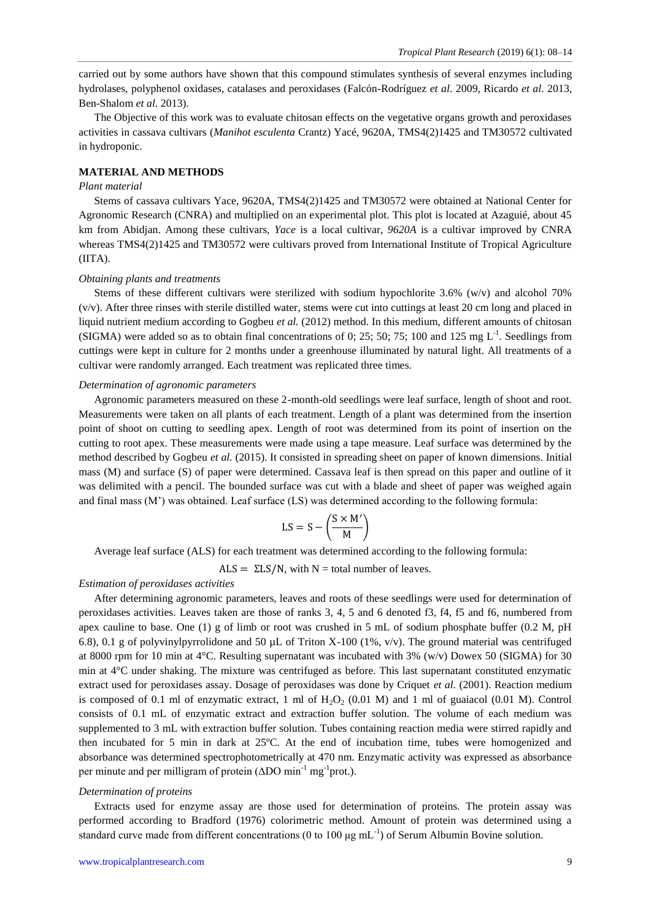carried out by some authors have shown that this compound stimulates synthesis of several enzymes including hydrolases, polyphenol oxidases, catalases and peroxidases (Falcón-Rodríguez *et al*. 2009, Ricardo *et al*. 2013, Ben-Shalom *et al*. 2013).

The Objective of this work was to evaluate chitosan effects on the vegetative organs growth and peroxidases activities in cassava cultivars (*Manihot esculenta* Crantz) Yacé, 9620A, TMS4(2)1425 and TM30572 cultivated in hydroponic.

## MATERIAL AND METHODS

### *Plant material*

Stems of cassava cultivars Yace, 9620A, TMS4(2)1425 and TM30572 were obtained at National Center for Agronomic Research (CNRA) and multiplied on an experimental plot. This plot is located at Azaguié, about 45 km from Abidjan. Among these cultivars, *Yace* is a local cultivar, *9620A* is a cultivar improved by CNRA whereas TMS4(2)1425 and TM30572 were cultivars proved from International Institute of Tropical Agriculture (IITA).

### *Obtaining plants and treatments*

Stems of these different cultivars were sterilized with sodium hypochlorite 3.6% (w/v) and alcohol 70% (v/v). After three rinses with sterile distilled water, stems were cut into cuttings at least 20 cm long and placed in liquid nutrient medium according to Gogbeu *et al.* (2012) method. In this medium, different amounts of chitosan (SIGMA) were added so as to obtain final concentrations of 0; 25; 50; 75; 100 and 125 mg $L^{-1}$. Seedlings from cuttings were kept in culture for 2 months under a greenhouse illuminated by natural light. All treatments of a cultivar were randomly arranged. Each treatment was replicated three times.

### *Determination of agronomic parameters*

Agronomic parameters measured on these 2-month-old seedlings were leaf surface, length of shoot and root. Measurements were taken on all plants of each treatment. Length of a plant was determined from the insertion point of shoot on cutting to seedling apex. Length of root was determined from its point of insertion on the cutting to root apex. These measurements were made using a tape measure. Leaf surface was determined by the method described by Gogbeu *et al.* (2015). It consisted in spreading sheet on paper of known dimensions. Initial mass (M) and surface (S) of paper were determined. Cassava leaf is then spread on this paper and outline of it was delimited with a pencil. The bounded surface was cut with a blade and sheet of paper was weighed again and final mass (M') was obtained. Leaf surface (LS) was determined according to the following formula:

$$\mathrm{LS} = \mathrm{S} - \left(\frac{\mathrm{S} \times \mathrm{M'}}{\mathrm{M}}\right)$$

Average leaf surface (ALS) for each treatment was determined according to the following formula:

$$\mathrm{ALS} = \Sigma\mathrm{LS}/\mathrm{N}, \text{ with N = total number of leaves.}$$

### *Estimation of peroxidases activities*

After determining agronomic parameters, leaves and roots of these seedlings were used for determination of peroxidases activities. Leaves taken are those of ranks 3, 4, 5 and 6 denoted f3, f4, f5 and f6, numbered from apex cauline to base. One (1) g of limb or root was crushed in 5 mL of sodium phosphate buffer (0.2 M, pH 6.8), 0.1 g of polyvinylpyrrolidone and 50 µL of Triton X-100 (1%, v/v). The ground material was centrifuged at 8000 rpm for 10 min at 4°C. Resulting supernatant was incubated with 3% (w/v) Dowex 50 (SIGMA) for 30 min at 4°C under shaking. The mixture was centrifuged as before. This last supernatant constituted enzymatic extract used for peroxidases assay. Dosage of peroxidases was done by Criquet *et al.* (2001). Reaction medium is composed of 0.1 ml of enzymatic extract, 1 ml of $H_2O_2$ (0.01 M) and 1 ml of guaiacol (0.01 M). Control consists of 0.1 mL of enzymatic extract and extraction buffer solution. The volume of each medium was supplemented to 3 mL with extraction buffer solution. Tubes containing reaction media were stirred rapidly and then incubated for 5 min in dark at 25ºC. At the end of incubation time, tubes were homogenized and absorbance was determined spectrophotometrically at 470 nm. Enzymatic activity was expressed as absorbance per minute and per milligram of protein ($\Delta$DO $\mathrm{min}^{-1}$ $\mathrm{mg}^{-1}$prot.).

### *Determination of proteins*

Extracts used for enzyme assay are those used for determination of proteins. The protein assay was performed according to Bradford (1976) colorimetric method. Amount of protein was determined using a standard curve made from different concentrations (0 to 100 µg $\mathrm{mL}^{-1}$) of Serum Albumin Bovine solution.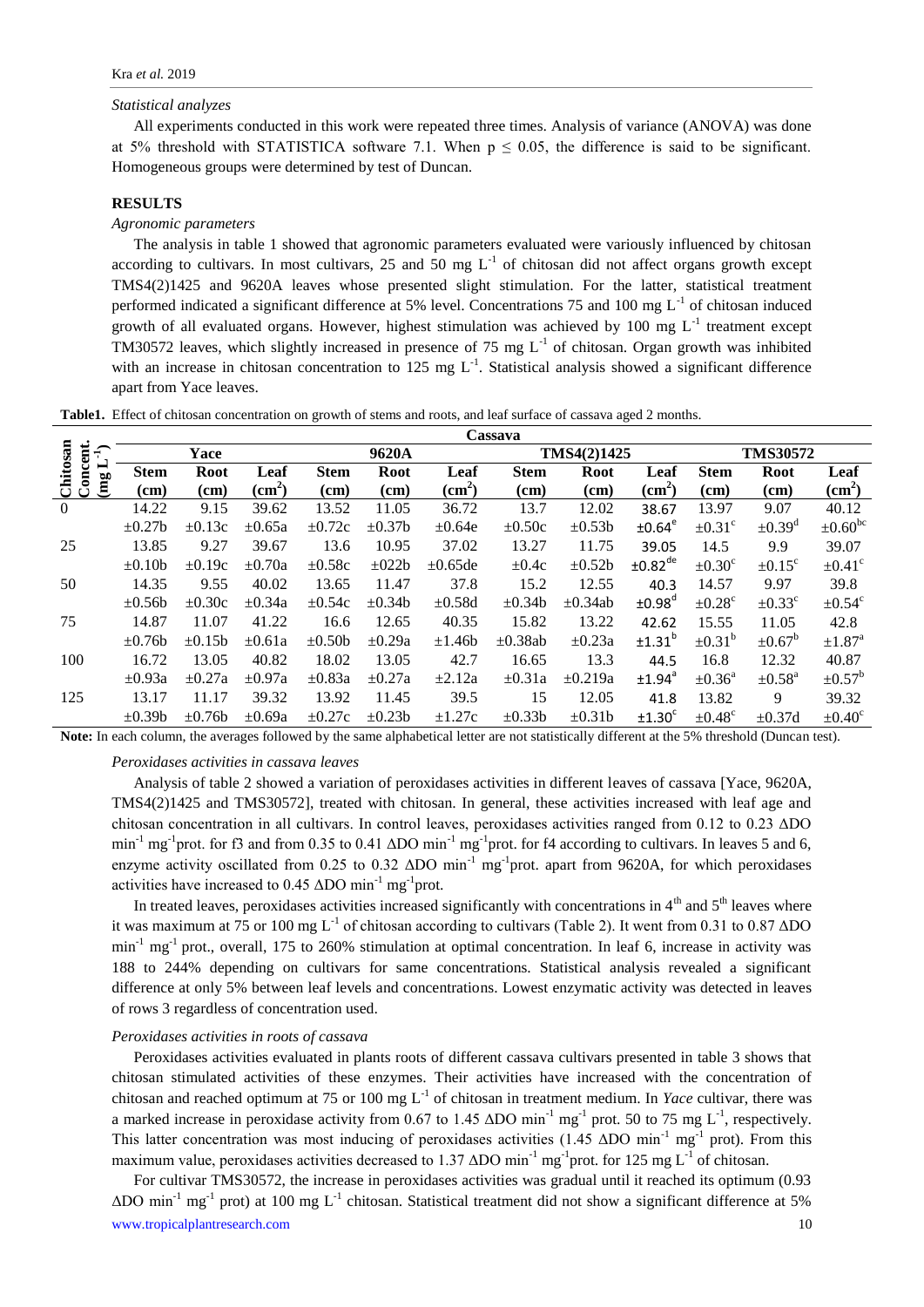*Statistical analyzes*

All experiments conducted in this work were repeated three times. Analysis of variance (ANOVA) was done at 5% threshold with STATISTICA software 7.1. When $p \leq 0.05$, the difference is said to be significant. Homogeneous groups were determined by test of Duncan.

## RESULTS

*Agronomic parameters*

The analysis in table 1 showed that agronomic parameters evaluated were variously influenced by chitosan according to cultivars. In most cultivars, 25 and 50 mg $L^{-1}$ of chitosan did not affect organs growth except TMS4(2)1425 and 9620A leaves whose presented slight stimulation. For the latter, statistical treatment performed indicated a significant difference at 5% level. Concentrations 75 and 100 mg $L^{-1}$ of chitosan induced growth of all evaluated organs. However, highest stimulation was achieved by 100 mg $L^{-1}$ treatment except TM30572 leaves, which slightly increased in presence of 75 mg $L^{-1}$ of chitosan. Organ growth was inhibited with an increase in chitosan concentration to 125 mg $L^{-1}$. Statistical analysis showed a significant difference apart from Yace leaves.

**Table1.** Effect of chitosan concentration on growth of stems and roots, and leaf surface of cassava aged 2 months.

| Chitosan Concent. (mg $L^{-1}$) | Yace | | | 9620A | | | TMS4(2)1425 | | | TMS30572 | | |
|---|---|---|---|---|---|---|---|---|---|---|---|---|
| | **Stem (cm)** | **Root (cm)** | **Leaf ($cm^2$)** | **Stem (cm)** | **Root (cm)** | **Leaf ($cm^2$)** | **Stem (cm)** | **Root (cm)** | **Leaf ($cm^2$)** | **Stem (cm)** | **Root (cm)** | **Leaf ($cm^2$)** |
| 0 | 14.22 ±0.27b | 9.15 ±0.13c | 39.62 ±0.65a | 13.52 ±0.72c | 11.05 ±0.37b | 36.72 ±0.64e | 13.7 ±0.50c | 12.02 ±0.53b | 38.67 ±0.64$^{e}$ | 13.97 ±0.31$^{c}$ | 9.07 ±0.39$^{d}$ | 40.12 ±0.60$^{bc}$ |
| 25 | 13.85 ±0.10b | 9.27 ±0.19c | 39.67 ±0.70a | 13.6 ±0.58c | 10.95 ±022b | 37.02 ±0.65de | 13.27 ±0.4c | 11.75 ±0.52b | 39.05 ±0.82$^{de}$ | 14.5 ±0.30$^{c}$ | 9.9 ±0.15$^{c}$ | 39.07 ±0.41$^{c}$ |
| 50 | 14.35 ±0.56b | 9.55 ±0.30c | 40.02 ±0.34a | 13.65 ±0.54c | 11.47 ±0.34b | 37.8 ±0.58d | 15.2 ±0.34b | 12.55 ±0.34ab | 40.3 ±0.98$^{d}$ | 14.57 ±0.28$^{c}$ | 9.97 ±0.33$^{c}$ | 39.8 ±0.54$^{c}$ |
| 75 | 14.87 ±0.76b | 11.07 ±0.15b | 41.22 ±0.61a | 16.6 ±0.50b | 12.65 ±0.29a | 40.35 ±1.46b | 15.82 ±0.38ab | 13.22 ±0.23a | 42.62 ±1.31$^{b}$ | 15.55 ±0.31$^{b}$ | 11.05 ±0.67$^{b}$ | 42.8 ±1.87$^{a}$ |
| 100 | 16.72 ±0.93a | 13.05 ±0.27a | 40.82 ±0.97a | 18.02 ±0.83a | 13.05 ±0.27a | 42.7 ±2.12a | 16.65 ±0.31a | 13.3 ±0.219a | 44.5 ±1.94$^{a}$ | 16.8 ±0.36$^{a}$ | 12.32 ±0.58$^{a}$ | 40.87 ±0.57$^{b}$ |
| 125 | 13.17 ±0.39b | 11.17 ±0.76b | 39.32 ±0.69a | 13.92 ±0.27c | 11.45 ±0.23b | 39.5 ±1.27c | 15 ±0.33b | 12.05 ±0.31b | 41.8 ±1.30$^{c}$ | 13.82 ±0.48$^{c}$ | 9 ±0.37d | 39.32 ±0.40$^{c}$ |

**Note:** In each column, the averages followed by the same alphabetical letter are not statistically different at the 5% threshold (Duncan test).

*Peroxidases activities in cassava leaves*

Analysis of table 2 showed a variation of peroxidases activities in different leaves of cassava [Yace, 9620A, TMS4(2)1425 and TMS30572], treated with chitosan. In general, these activities increased with leaf age and chitosan concentration in all cultivars. In control leaves, peroxidases activities ranged from 0.12 to 0.23 ΔDO $min^{-1}$ $mg^{-1}$prot. for f3 and from 0.35 to 0.41 ΔDO $min^{-1}$ $mg^{-1}$prot. for f4 according to cultivars. In leaves 5 and 6, enzyme activity oscillated from 0.25 to 0.32 ΔDO $min^{-1}$ $mg^{-1}$prot. apart from 9620A, for which peroxidases activities have increased to 0.45 ΔDO $min^{-1}$ $mg^{-1}$prot.

In treated leaves, peroxidases activities increased significantly with concentrations in 4th and 5th leaves where it was maximum at 75 or 100 mg $L^{-1}$ of chitosan according to cultivars (Table 2). It went from 0.31 to 0.87 ΔDO $min^{-1}$ $mg^{-1}$ prot., overall, 175 to 260% stimulation at optimal concentration. In leaf 6, increase in activity was 188 to 244% depending on cultivars for same concentrations. Statistical analysis revealed a significant difference at only 5% between leaf levels and concentrations. Lowest enzymatic activity was detected in leaves of rows 3 regardless of concentration used.

*Peroxidases activities in roots of cassava*

Peroxidases activities evaluated in plants roots of different cassava cultivars presented in table 3 shows that chitosan stimulated activities of these enzymes. Their activities have increased with the concentration of chitosan and reached optimum at 75 or 100 mg $L^{-1}$ of chitosan in treatment medium. In *Yace* cultivar, there was a marked increase in peroxidase activity from 0.67 to 1.45 ΔDO $min^{-1}$ $mg^{-1}$ prot. 50 to 75 mg $L^{-1}$, respectively. This latter concentration was most inducing of peroxidases activities (1.45 ΔDO $min^{-1}$ $mg^{-1}$ prot). From this maximum value, peroxidases activities decreased to 1.37 ΔDO $min^{-1}$ $mg^{-1}$prot. for 125 mg $L^{-1}$ of chitosan.

For cultivar TMS30572, the increase in peroxidases activities was gradual until it reached its optimum (0.93 ΔDO $min^{-1}$ $mg^{-1}$ prot) at 100 mg $L^{-1}$ chitosan. Statistical treatment did not show a significant difference at 5%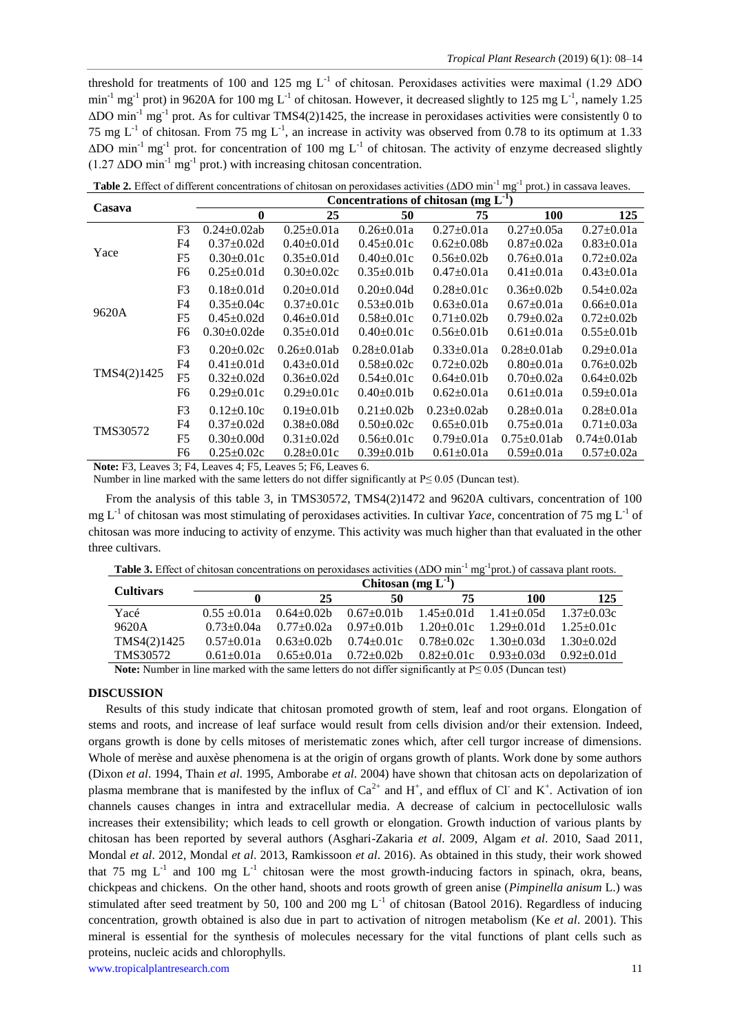threshold for treatments of 100 and 125 mg $L^{-1}$ of chitosan. Peroxidases activities were maximal (1.29 ΔDO $min^{-1}$ $mg^{-1}$ prot) in 9620A for 100 mg $L^{-1}$ of chitosan. However, it decreased slightly to 125 mg $L^{-1}$, namely 1.25 ΔDO $min^{-1}$ $mg^{-1}$ prot. As for cultivar TMS4(2)1425, the increase in peroxidases activities were consistently 0 to 75 mg $L^{-1}$ of chitosan. From 75 mg $L^{-1}$, an increase in activity was observed from 0.78 to its optimum at 1.33 ΔDO $min^{-1}$ $mg^{-1}$ prot. for concentration of 100 mg $L^{-1}$ of chitosan. The activity of enzyme decreased slightly (1.27 ΔDO $min^{-1}$ $mg^{-1}$ prot.) with increasing chitosan concentration.

**Table 2.** Effect of different concentrations of chitosan on peroxidases activities (ΔDO $min^{-1}$ $mg^{-1}$ prot.) in cassava leaves.

| Casava | | Concentrations of chitosan (mg $L^{-1}$) | | | | | |
|---|---|---|---|---|---|---|---|
| | | **0** | **25** | **50** | **75** | **100** | **125** |
| Yace | F3 | 0.24±0.02ab | 0.25±0.01a | 0.26±0.01a | 0.27±0.01a | 0.27±0.05a | 0.27±0.01a |
| | F4 | 0.37±0.02d | 0.40±0.01d | 0.45±0.01c | 0.62±0.08b | 0.87±0.02a | 0.83±0.01a |
| | F5 | 0.30±0.01c | 0.35±0.01d | 0.40±0.01c | 0.56±0.02b | 0.76±0.01a | 0.72±0.02a |
| | F6 | 0.25±0.01d | 0.30±0.02c | 0.35±0.01b | 0.47±0.01a | 0.41±0.01a | 0.43±0.01a |
| 9620A | F3 | 0.18±0.01d | 0.20±0.01d | 0.20±0.04d | 0.28±0.01c | 0.36±0.02b | 0.54±0.02a |
| | F4 | 0.35±0.04c | 0.37±0.01c | 0.53±0.01b | 0.63±0.01a | 0.67±0.01a | 0.66±0.01a |
| | F5 | 0.45±0.02d | 0.46±0.01d | 0.58±0.01c | 0.71±0.02b | 0.79±0.02a | 0.72±0.02b |
| | F6 | 0.30±0.02de | 0.35±0.01d | 0.40±0.01c | 0.56±0.01b | 0.61±0.01a | 0.55±0.01b |
| TMS4(2)1425 | F3 | 0.20±0.02c | 0.26±0.01ab | 0.28±0.01ab | 0.33±0.01a | 0.28±0.01ab | 0.29±0.01a |
| | F4 | 0.41±0.01d | 0.43±0.01d | 0.58±0.02c | 0.72±0.02b | 0.80±0.01a | 0.76±0.02b |
| | F5 | 0.32±0.02d | 0.36±0.02d | 0.54±0.01c | 0.64±0.01b | 0.70±0.02a | 0.64±0.02b |
| | F6 | 0.29±0.01c | 0.29±0.01c | 0.40±0.01b | 0.62±0.01a | 0.61±0.01a | 0.59±0.01a |
| TMS30572 | F3 | 0.12±0.10c | 0.19±0.01b | 0.21±0.02b | 0.23±0.02ab | 0.28±0.01a | 0.28±0.01a |
| | F4 | 0.37±0.02d | 0.38±0.08d | 0.50±0.02c | 0.65±0.01b | 0.75±0.01a | 0.71±0.03a |
| | F5 | 0.30±0.00d | 0.31±0.02d | 0.56±0.01c | 0.79±0.01a | 0.75±0.01ab | 0.74±0.01ab |
| | F6 | 0.25±0.02c | 0.28±0.01c | 0.39±0.01b | 0.61±0.01a | 0.59±0.01a | 0.57±0.02a |

**Note:** F3, Leaves 3; F4, Leaves 4; F5, Leaves 5; F6, Leaves 6.
Number in line marked with the same letters do not differ significantly at P≤ 0.05 (Duncan test).

From the analysis of this table 3, in TMS30572, TMS4(2)1472 and 9620A cultivars, concentration of 100 mg $L^{-1}$ of chitosan was most stimulating of peroxidases activities. In cultivar *Yace*, concentration of 75 mg $L^{-1}$ of chitosan was more inducing to activity of enzyme. This activity was much higher than that evaluated in the other three cultivars.

**Table 3.** Effect of chitosan concentrations on peroxidases activities (ΔDO $min^{-1}$ $mg^{-1}$prot.) of cassava plant roots.

| Cultivars | Chitosan (mg $L^{-1}$) | | | | | |
|---|---|---|---|---|---|---|
| | **0** | **25** | **50** | **75** | **100** | **125** |
| Yacé | 0.55 ±0.01a | 0.64±0.02b | 0.67±0.01b | 1.45±0.01d | 1.41±0.05d | 1.37±0.03c |
| 9620A | 0.73±0.04a | 0.77±0.02a | 0.97±0.01b | 1.20±0.01c | 1.29±0.01d | 1.25±0.01c |
| TMS4(2)1425 | 0.57±0.01a | 0.63±0.02b | 0.74±0.01c | 0.78±0.02c | 1.30±0.03d | 1.30±0.02d |
| TMS30572 | 0.61±0.01a | 0.65±0.01a | 0.72±0.02b | 0.82±0.01c | 0.93±0.03d | 0.92±0.01d |

**Note:** Number in line marked with the same letters do not differ significantly at P≤ 0.05 (Duncan test)

## DISCUSSION

Results of this study indicate that chitosan promoted growth of stem, leaf and root organs. Elongation of stems and roots, and increase of leaf surface would result from cells division and/or their extension. Indeed, organs growth is done by cells mitoses of meristematic zones which, after cell turgor increase of dimensions. Whole of merèse and auxèse phenomena is at the origin of organs growth of plants. Work done by some authors (Dixon *et al*. 1994, Thain *et al*. 1995, Amborabe *et al*. 2004) have shown that chitosan acts on depolarization of plasma membrane that is manifested by the influx of $Ca^{2+}$ and $H^{+}$, and efflux of $Cl^{-}$ and $K^{+}$. Activation of ion channels causes changes in intra and extracellular media. A decrease of calcium in pectocellulosic walls increases their extensibility; which leads to cell growth or elongation. Growth induction of various plants by chitosan has been reported by several authors (Asghari-Zakaria *et al*. 2009, Algam *et al*. 2010, Saad 2011, Mondal *et al*. 2012, Mondal *et al*. 2013, Ramkissoon *et al*. 2016). As obtained in this study, their work showed that 75 mg $L^{-1}$ and 100 mg $L^{-1}$ chitosan were the most growth-inducing factors in spinach, okra, beans, chickpeas and chickens. On the other hand, shoots and roots growth of green anise (*Pimpinella anisum* L.) was stimulated after seed treatment by 50, 100 and 200 mg $L^{-1}$ of chitosan (Batool 2016). Regardless of inducing concentration, growth obtained is also due in part to activation of nitrogen metabolism (Ke *et al*. 2001). This mineral is essential for the synthesis of molecules necessary for the vital functions of plant cells such as proteins, nucleic acids and chlorophylls.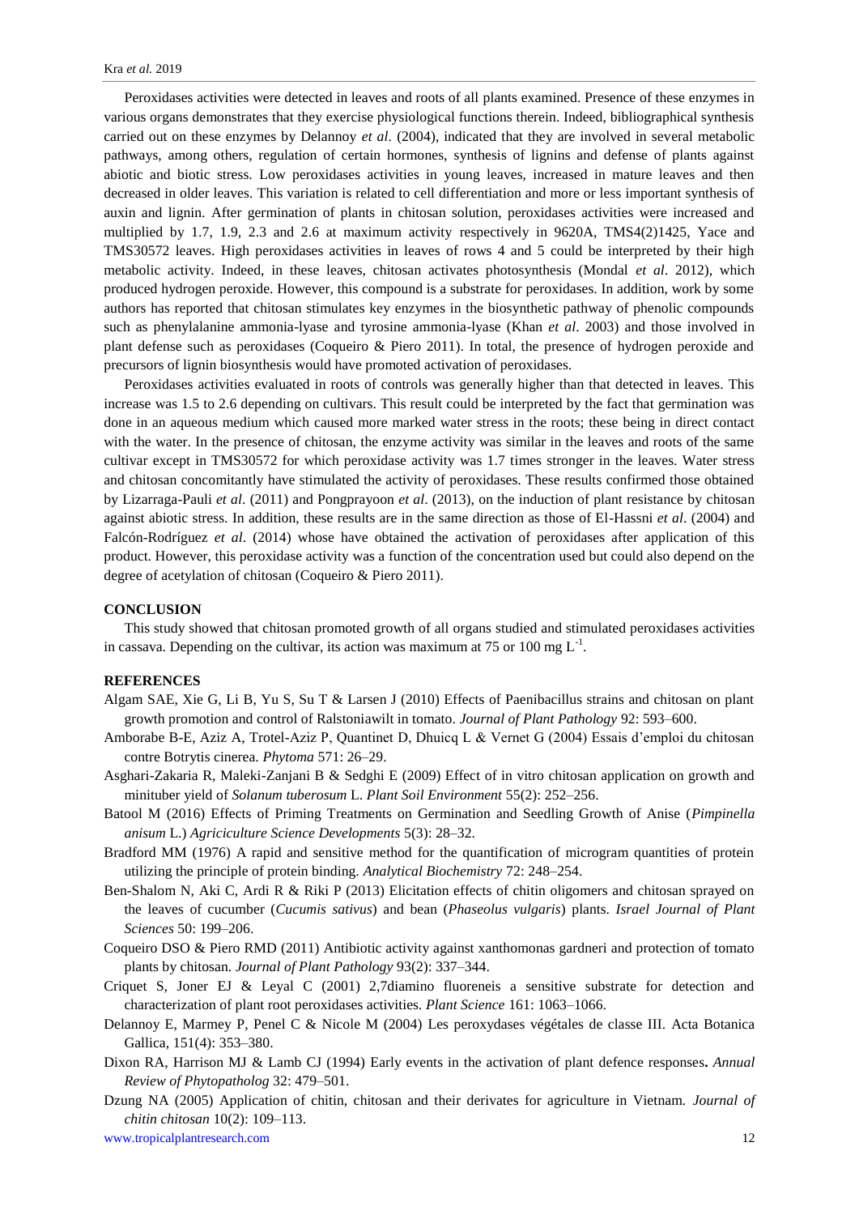Peroxidases activities were detected in leaves and roots of all plants examined. Presence of these enzymes in various organs demonstrates that they exercise physiological functions therein. Indeed, bibliographical synthesis carried out on these enzymes by Delannoy *et al*. (2004), indicated that they are involved in several metabolic pathways, among others, regulation of certain hormones, synthesis of lignins and defense of plants against abiotic and biotic stress. Low peroxidases activities in young leaves, increased in mature leaves and then decreased in older leaves. This variation is related to cell differentiation and more or less important synthesis of auxin and lignin. After germination of plants in chitosan solution, peroxidases activities were increased and multiplied by 1.7, 1.9, 2.3 and 2.6 at maximum activity respectively in 9620A, TMS4(2)1425, Yace and TMS30572 leaves. High peroxidases activities in leaves of rows 4 and 5 could be interpreted by their high metabolic activity. Indeed, in these leaves, chitosan activates photosynthesis (Mondal *et al*. 2012), which produced hydrogen peroxide. However, this compound is a substrate for peroxidases. In addition, work by some authors has reported that chitosan stimulates key enzymes in the biosynthetic pathway of phenolic compounds such as phenylalanine ammonia-lyase and tyrosine ammonia-lyase (Khan *et al*. 2003) and those involved in plant defense such as peroxidases (Coqueiro & Piero 2011). In total, the presence of hydrogen peroxide and precursors of lignin biosynthesis would have promoted activation of peroxidases.

Peroxidases activities evaluated in roots of controls was generally higher than that detected in leaves. This increase was 1.5 to 2.6 depending on cultivars. This result could be interpreted by the fact that germination was done in an aqueous medium which caused more marked water stress in the roots; these being in direct contact with the water. In the presence of chitosan, the enzyme activity was similar in the leaves and roots of the same cultivar except in TMS30572 for which peroxidase activity was 1.7 times stronger in the leaves. Water stress and chitosan concomitantly have stimulated the activity of peroxidases. These results confirmed those obtained by Lizarraga-Pauli *et al*. (2011) and Pongprayoon *et al*. (2013), on the induction of plant resistance by chitosan against abiotic stress. In addition, these results are in the same direction as those of El-Hassni *et al*. (2004) and Falcón-Rodríguez *et al*. (2014) whose have obtained the activation of peroxidases after application of this product. However, this peroxidase activity was a function of the concentration used but could also depend on the degree of acetylation of chitosan (Coqueiro & Piero 2011).

## CONCLUSION

This study showed that chitosan promoted growth of all organs studied and stimulated peroxidases activities in cassava. Depending on the cultivar, its action was maximum at 75 or 100 mg $L^{-1}$.

## REFERENCES

Algam SAE, Xie G, Li B, Yu S, Su T & Larsen J (2010) Effects of Paenibacillus strains and chitosan on plant growth promotion and control of Ralstoniawilt in tomato. *Journal of Plant Pathology* 92: 593–600.

Amborabe B-E, Aziz A, Trotel-Aziz P, Quantinet D, Dhuicq L & Vernet G (2004) Essais d'emploi du chitosan contre Botrytis cinerea. *Phytoma* 571: 26–29.

Asghari-Zakaria R, Maleki-Zanjani B & Sedghi E (2009) Effect of in vitro chitosan application on growth and minituber yield of *Solanum tuberosum* L. *Plant Soil Environment* 55(2): 252–256.

Batool M (2016) Effects of Priming Treatments on Germination and Seedling Growth of Anise (*Pimpinella anisum* L.) *Agriciculture Science Developments* 5(3): 28–32.

Bradford MM (1976) A rapid and sensitive method for the quantification of microgram quantities of protein utilizing the principle of protein binding. *Analytical Biochemistry* 72: 248–254.

Ben-Shalom N, Aki C, Ardi R & Riki P (2013) Elicitation effects of chitin oligomers and chitosan sprayed on the leaves of cucumber (*Cucumis sativus*) and bean (*Phaseolus vulgaris*) plants. *Israel Journal of Plant Sciences* 50: 199–206.

Coqueiro DSO & Piero RMD (2011) Antibiotic activity against xanthomonas gardneri and protection of tomato plants by chitosan. *Journal of Plant Pathology* 93(2): 337–344.

Criquet S, Joner EJ & Leyal C (2001) 2,7diamino fluoreneis a sensitive substrate for detection and characterization of plant root peroxidases activities. *Plant Science* 161: 1063–1066.

Delannoy E, Marmey P, Penel C & Nicole M (2004) Les peroxydases végétales de classe III. Acta Botanica Gallica, 151(4): 353–380.

Dixon RA, Harrison MJ & Lamb CJ (1994) Early events in the activation of plant defence responses**.** *Annual Review of Phytopatholog* 32: 479–501.

Dzung NA (2005) Application of chitin, chitosan and their derivates for agriculture in Vietnam. *Journal of chitin chitosan* 10(2): 109–113.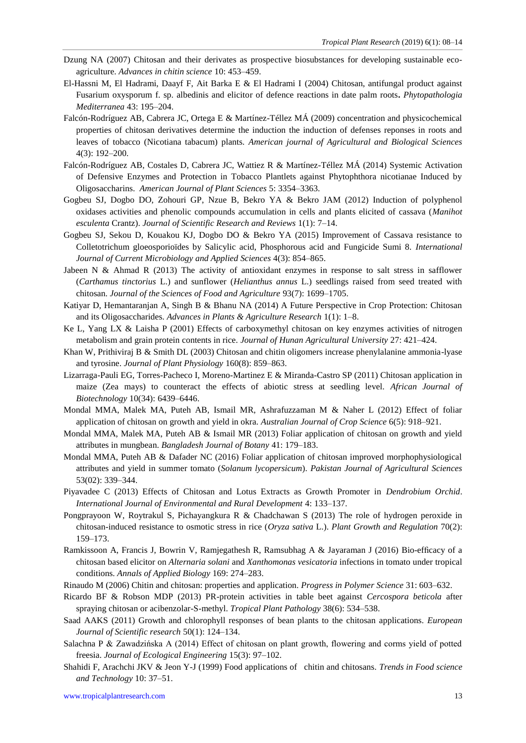Dzung NA (2007) Chitosan and their derivates as prospective biosubstances for developing sustainable eco-agriculture. *Advances in chitin science* 10: 453–459.

El-Hassni M, El Hadrami, Daayf F, Ait Barka E & El Hadrami I (2004) Chitosan, antifungal product against Fusarium oxysporum f. sp. albedinis and elicitor of defence reactions in date palm roots**.** *Phytopathologia Mediterranea* 43: 195–204.

Falcón-Rodríguez AB, Cabrera JC, Ortega E & Martínez-Téllez MÁ (2009) concentration and physicochemical properties of chitosan derivatives determine the induction the induction of defenses reponses in roots and leaves of tobacco (Nicotiana tabacum) plants. *American journal of Agricultural and Biological Sciences* 4(3): 192–200.

Falcón-Rodríguez AB, Costales D, Cabrera JC, Wattiez R & Martínez-Téllez MÁ (2014) Systemic Activation of Defensive Enzymes and Protection in Tobacco Plantlets against Phytophthora nicotianae Induced by Oligosaccharins. *American Journal of Plant Sciences* 5: 3354–3363.

Gogbeu SJ, Dogbo DO, Zohouri GP, Nzue B, Bekro YA & Bekro JAM (2012) Induction of polyphenol oxidases activities and phenolic compounds accumulation in cells and plants elicited of cassava (*Manihot esculenta* Crantz). *Journal of Scientific Research and Reviews* 1(1): 7–14.

Gogbeu SJ, Sekou D, Kouakou KJ, Dogbo DO & Bekro YA (2015) Improvement of Cassava resistance to Colletotrichum gloeosporioïdes by Salicylic acid, Phosphorous acid and Fungicide Sumi 8. *International Journal of Current Microbiology and Applied Sciences* 4(3): 854–865.

Jabeen N & Ahmad R (2013) The activity of antioxidant enzymes in response to salt stress in safflower (*Carthamus tinctorius* L.) and sunflower (*Helianthus annus* L.) seedlings raised from seed treated with chitosan. *Journal of the Sciences of Food and Agriculture* 93(7): 1699–1705.

Katiyar D, Hemantaranjan A, Singh B & Bhanu NA (2014) A Future Perspective in Crop Protection: Chitosan and its Oligosaccharides. *Advances in Plants & Agriculture Research* 1(1): 1–8.

Ke L, Yang LX & Laisha P (2001) Effects of carboxymethyl chitosan on key enzymes activities of nitrogen metabolism and grain protein contents in rice. *Journal of Hunan Agricultural University* 27: 421–424.

Khan W, Prithiviraj B & Smith DL (2003) Chitosan and chitin oligomers increase phenylalanine ammonia-lyase and tyrosine. *Journal of Plant Physiology* 160(8): 859–863.

Lizarraga-Pauli EG, Torres-Pacheco I, Moreno-Martinez E & Miranda-Castro SP (2011) Chitosan application in maize (Zea mays) to counteract the effects of abiotic stress at seedling level. *African Journal of Biotechnology* 10(34): 6439–6446.

Mondal MMA, Malek MA, Puteh AB, Ismail MR, Ashrafuzzaman M & Naher L (2012) Effect of foliar application of chitosan on growth and yield in okra. *Australian Journal of Crop Science* 6(5): 918–921.

Mondal MMA, Malek MA, Puteh AB & Ismail MR (2013) Foliar application of chitosan on growth and yield attributes in mungbean. *Bangladesh Journal of Botany* 41: 179–183.

Mondal MMA, Puteh AB & Dafader NC (2016) Foliar application of chitosan improved morphophysiological attributes and yield in summer tomato (*Solanum lycopersicum*). *Pakistan Journal of Agricultural Sciences* 53(02): 339–344.

Piyavadee C (2013) Effects of Chitosan and Lotus Extracts as Growth Promoter in *Dendrobium Orchid*. *International Journal of Environmental and Rural Development* 4: 133–137.

Pongprayoon W, Roytrakul S, Pichayangkura R & Chadchawan S (2013) The role of hydrogen peroxide in chitosan-induced resistance to osmotic stress in rice (*Oryza sativa* L.). *Plant Growth and Regulation* 70(2): 159–173.

Ramkissoon A, Francis J, Bowrin V, Ramjegathesh R, Ramsubhag A & Jayaraman J (2016) Bio-efficacy of a chitosan based elicitor on *Alternaria solani* and *Xanthomonas vesicatoria* infections in tomato under tropical conditions. *Annals of Applied Biology* 169: 274–283.

Rinaudo M (2006) Chitin and chitosan: properties and application. *Progress in Polymer Science* 31: 603–632.

Ricardo BF & Robson MDP (2013) PR-protein activities in table beet against *Cercospora beticola* after spraying chitosan or acibenzolar-S-methyl. *Tropical Plant Pathology* 38(6): 534–538.

Saad AAKS (2011) Growth and chlorophyll responses of bean plants to the chitosan applications. *European Journal of Scientific research* 50(1): 124–134.

Salachna P & Zawadzińska A (2014) Effect of chitosan on plant growth, flowering and corms yield of potted freesia. *Journal of Ecological Engineering* 15(3): 97–102.

Shahidi F, Arachchi JKV & Jeon Y-J (1999) Food applications of chitin and chitosans. *Trends in Food science and Technology* 10: 37–51.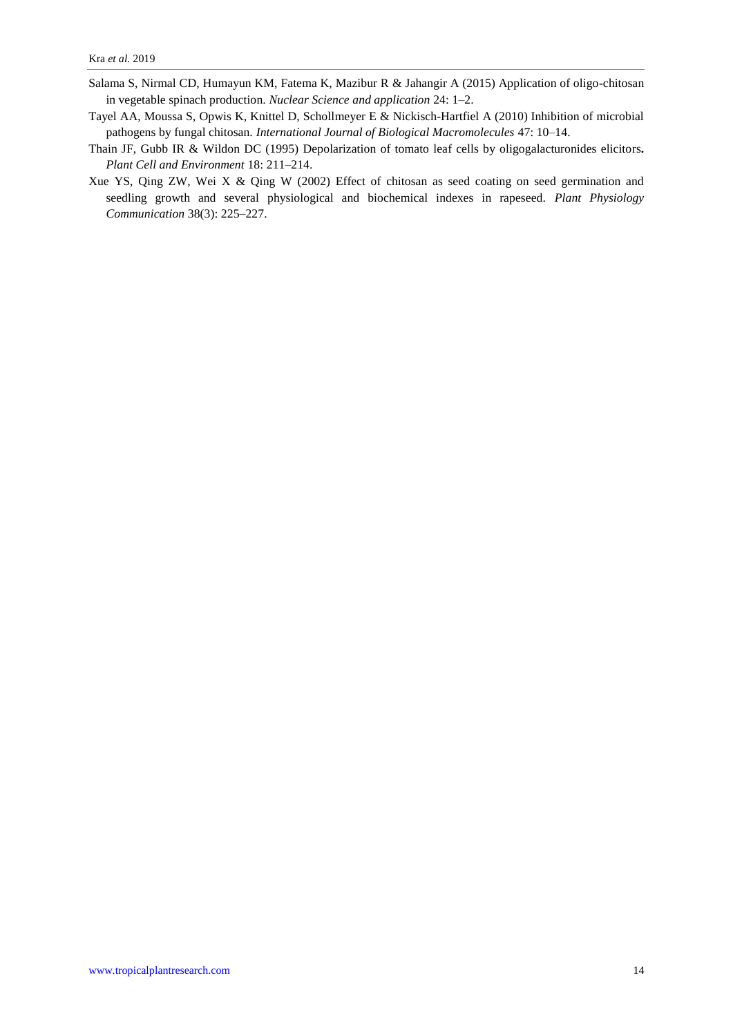Salama S, Nirmal CD, Humayun KM, Fatema K, Mazibur R & Jahangir A (2015) Application of oligo-chitosan in vegetable spinach production. *Nuclear Science and application* 24: 1–2.

Tayel AA, Moussa S, Opwis K, Knittel D, Schollmeyer E & Nickisch-Hartfiel A (2010) Inhibition of microbial pathogens by fungal chitosan. *International Journal of Biological Macromolecules* 47: 10–14.

Thain JF, Gubb IR & Wildon DC (1995) Depolarization of tomato leaf cells by oligogalacturonides elicitors**.** *Plant Cell and Environment* 18: 211–214.

Xue YS, Qing ZW, Wei X & Qing W (2002) Effect of chitosan as seed coating on seed germination and seedling growth and several physiological and biochemical indexes in rapeseed. *Plant Physiology Communication* 38(3): 225–227.